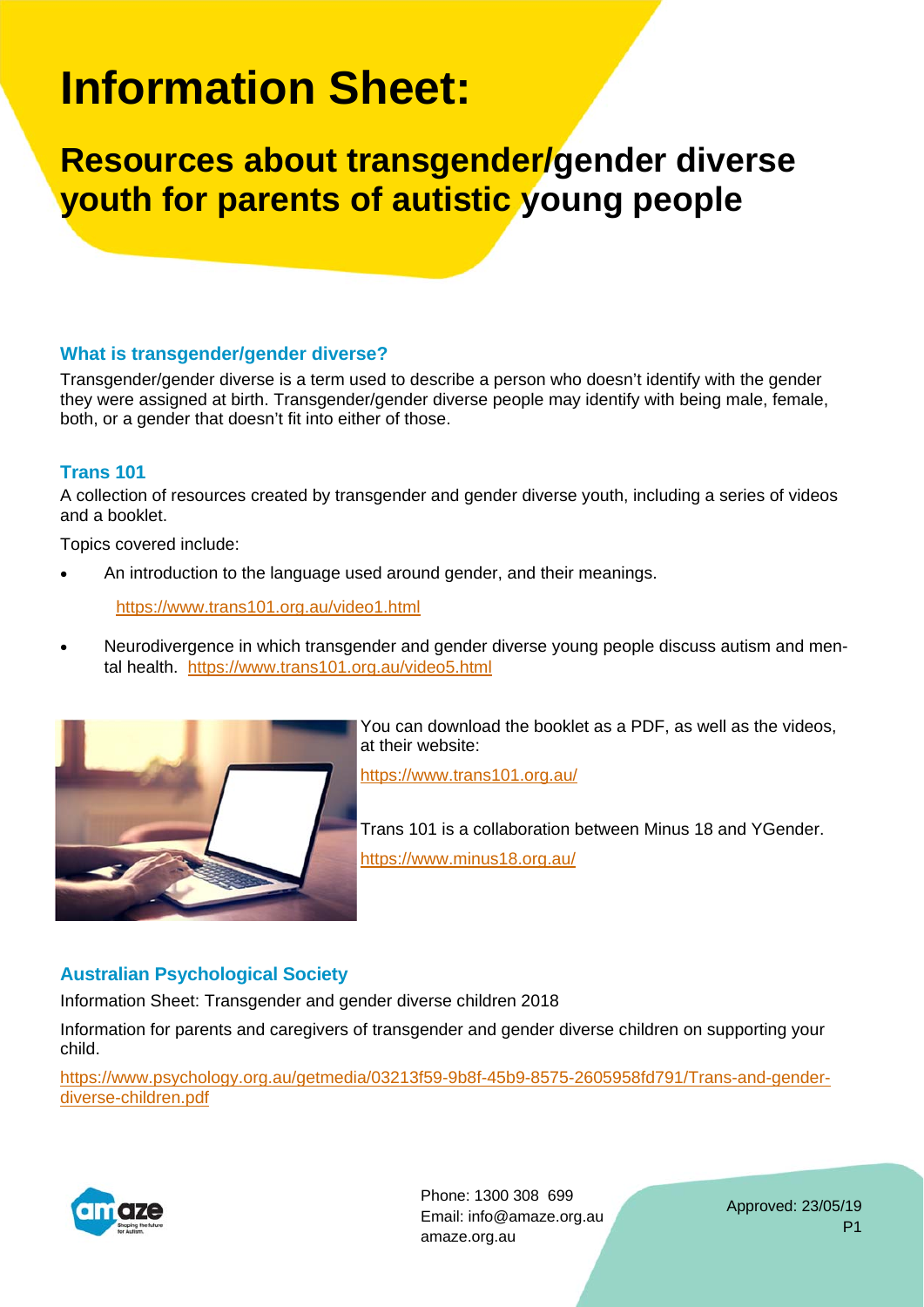# Information Sheet:

## Resources about transgender/gender diverse youth for parents of autistic young people

### What is transgender/gender diverse?

Transgender/gender diverse is a term used to describe a person who doesn't identify with the gender they were assigned at birth. Transgender/gender diverse people may identify with being male, female, both, or a gender that doesn't fit into either of those.

### Trans 101

A collection of resources created by transgender and gender diverse youth, including a series of videos and a booklet.

Topics covered include:

- An introduction to the language used around gender, and their meanings.

  https://www.trans101.org.au/video1.html

- Neurodivergence in which transgender and gender diverse young people discuss autism and mental health. https://www.trans101.org.au/video5.html

You can download the booklet as a PDF, as well as the videos, at their website:

https://www.trans101.org.au/

Trans 101 is a collaboration between Minus 18 and YGender.

https://www.minus18.org.au/

### Australian Psychological Society

Information Sheet: Transgender and gender diverse children 2018

Information for parents and caregivers of transgender and gender diverse children on supporting your child.

https://www.psychology.org.au/getmedia/03213f59-9b8f-45b9-8575-2605958fd791/Trans-and-gender-diverse-children.pdf

Phone: 1300 308 699
Email: info@amaze.org.au
amaze.org.au

Approved: 23/05/19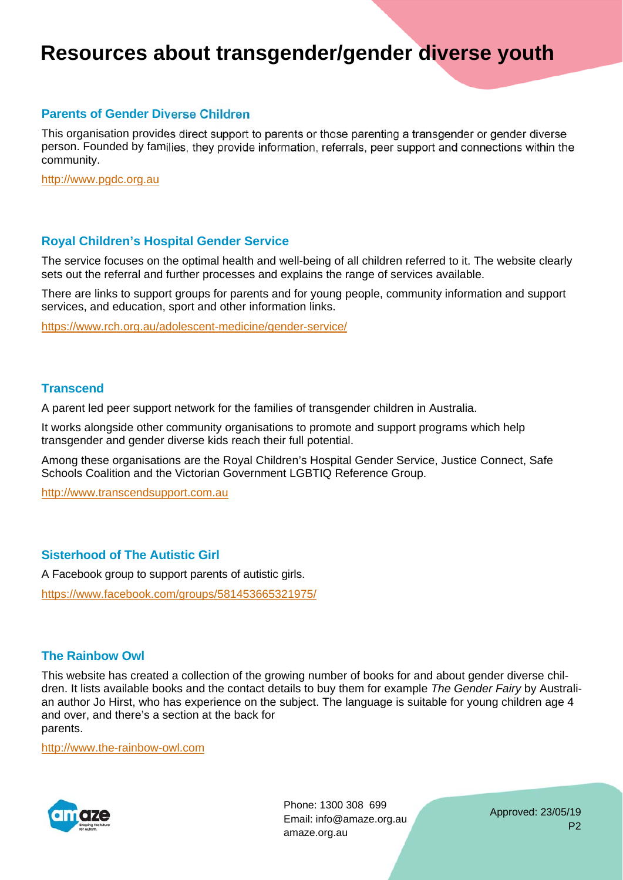# Resources about transgender/gender diverse youth

### Parents of Gender Diverse Children

This organisation provides direct support to parents or those parenting a transgender or gender diverse person. Founded by families, they provide information, referrals, peer support and connections within the community.

http://www.pgdc.org.au

### Royal Children's Hospital Gender Service

The service focuses on the optimal health and well-being of all children referred to it. The website clearly sets out the referral and further processes and explains the range of services available.

There are links to support groups for parents and for young people, community information and support services, and education, sport and other information links.

https://www.rch.org.au/adolescent-medicine/gender-service/

### Transcend

A parent led peer support network for the families of transgender children in Australia.

It works alongside other community organisations to promote and support programs which help transgender and gender diverse kids reach their full potential.

Among these organisations are the Royal Children's Hospital Gender Service, Justice Connect, Safe Schools Coalition and the Victorian Government LGBTIQ Reference Group.

http://www.transcendsupport.com.au

### Sisterhood of The Autistic Girl

A Facebook group to support parents of autistic girls.

https://www.facebook.com/groups/581453665321975/

### The Rainbow Owl

This website has created a collection of the growing number of books for and about gender diverse children. It lists available books and the contact details to buy them for example *The Gender Fairy* by Australian author Jo Hirst, who has experience on the subject. The language is suitable for young children age 4 and over, and there's a section at the back for parents.

http://www.the-rainbow-owl.com

Phone: 1300 308 699
Email: info@amaze.org.au
amaze.org.au

Approved: 23/05/19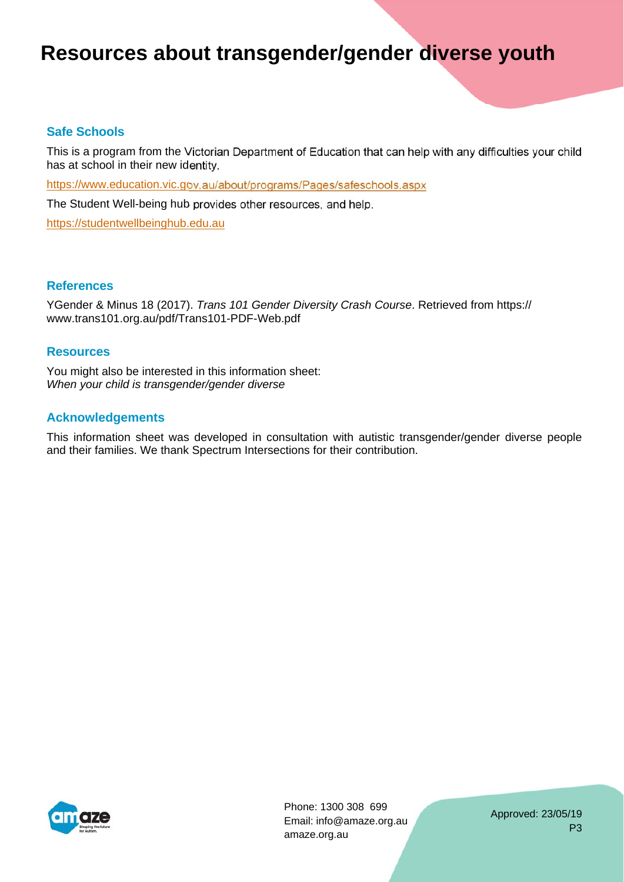# Resources about transgender/gender diverse youth

## Safe Schools

This is a program from the Victorian Department of Education that can help with any difficulties your child has at school in their new identity.

https://www.education.vic.gov.au/about/programs/Pages/safeschools.aspx

The Student Well-being hub provides other resources, and help.

https://studentwellbeinghub.edu.au

## References

YGender & Minus 18 (2017). *Trans 101 Gender Diversity Crash Course*. Retrieved from https://www.trans101.org.au/pdf/Trans101-PDF-Web.pdf

## Resources

You might also be interested in this information sheet:
*When your child is transgender/gender diverse*

## Acknowledgements

This information sheet was developed in consultation with autistic transgender/gender diverse people and their families. We thank Spectrum Intersections for their contribution.

Phone: 1300 308 699
Email: info@amaze.org.au
amaze.org.au

Approved: 23/05/19